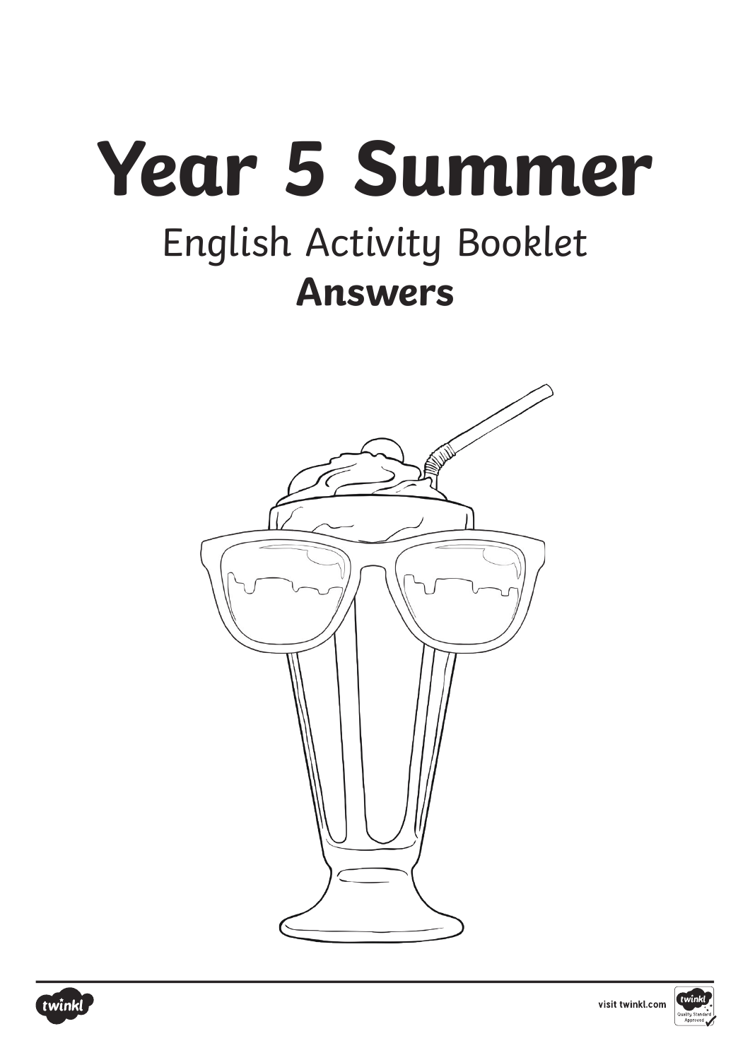# Year 5 Summer

## English Activity Booklet

### **Answers**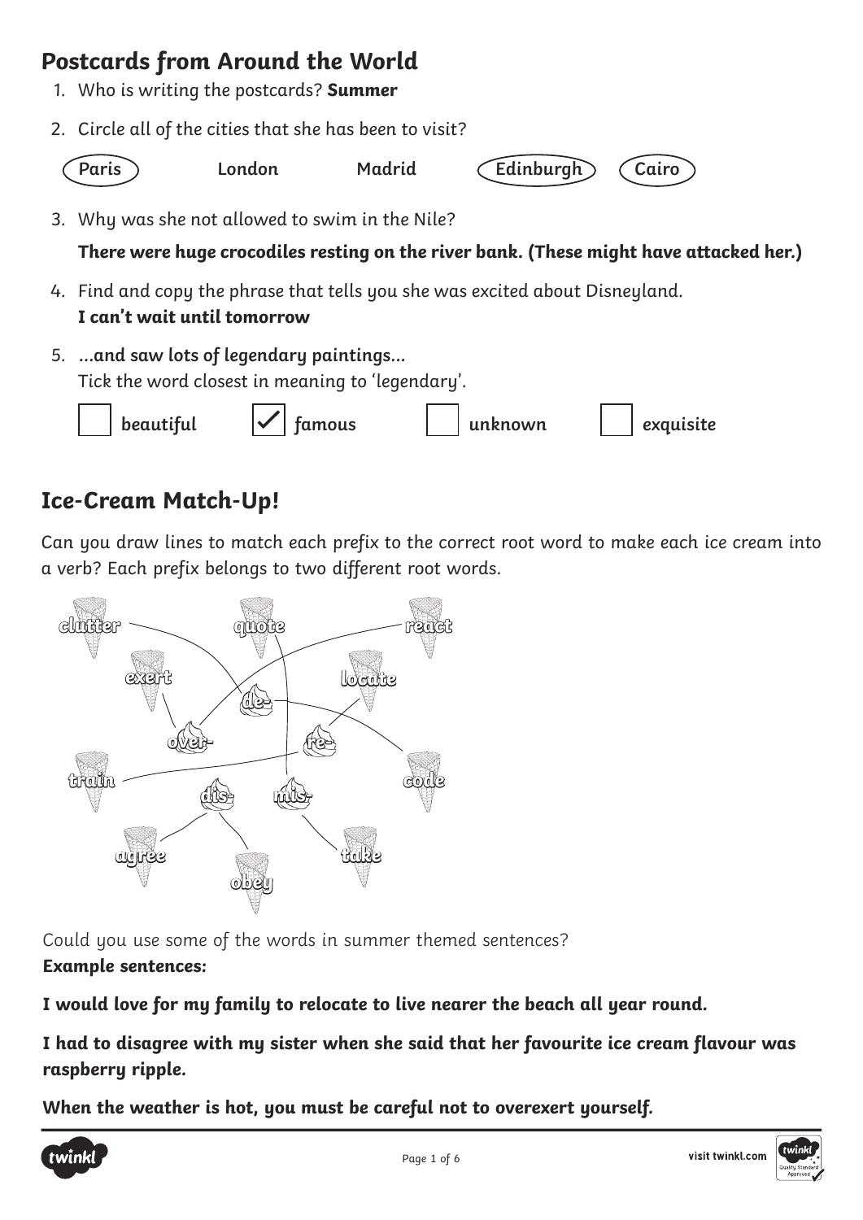## Postcards from Around the World

1. Who is writing the postcards? **Summer**
2. Circle all of the cities that she has been to visit?

   (Paris) London Madrid (Edinburgh) (Cairo)

3. Why was she not allowed to swim in the Nile?

   **There were huge crocodiles resting on the river bank. (These might have attacked her.)**

4. Find and copy the phrase that tells you she was excited about Disneyland.

   **I can't wait until tomorrow**

5. **...and saw lots of legendary paintings...**

   Tick the word closest in meaning to 'legendary'.

   - [ ] beautiful
   - [x] famous
   - [ ] unknown
   - [ ] exquisite

## Ice-Cream Match-Up!

Can you draw lines to match each prefix to the correct root word to make each ice cream into a verb? Each prefix belongs to two different root words.

clutter, quote, react, exert, locate, de-, over-, re-, train, code, dis-, mis-, agree, take, obey

Could you use some of the words in summer themed sentences?

**Example sentences:**

**I would love for my family to relocate to live nearer the beach all year round.**

**I had to disagree with my sister when she said that her favourite ice cream flavour was raspberry ripple.**

**When the weather is hot, you must be careful not to overexert yourself.**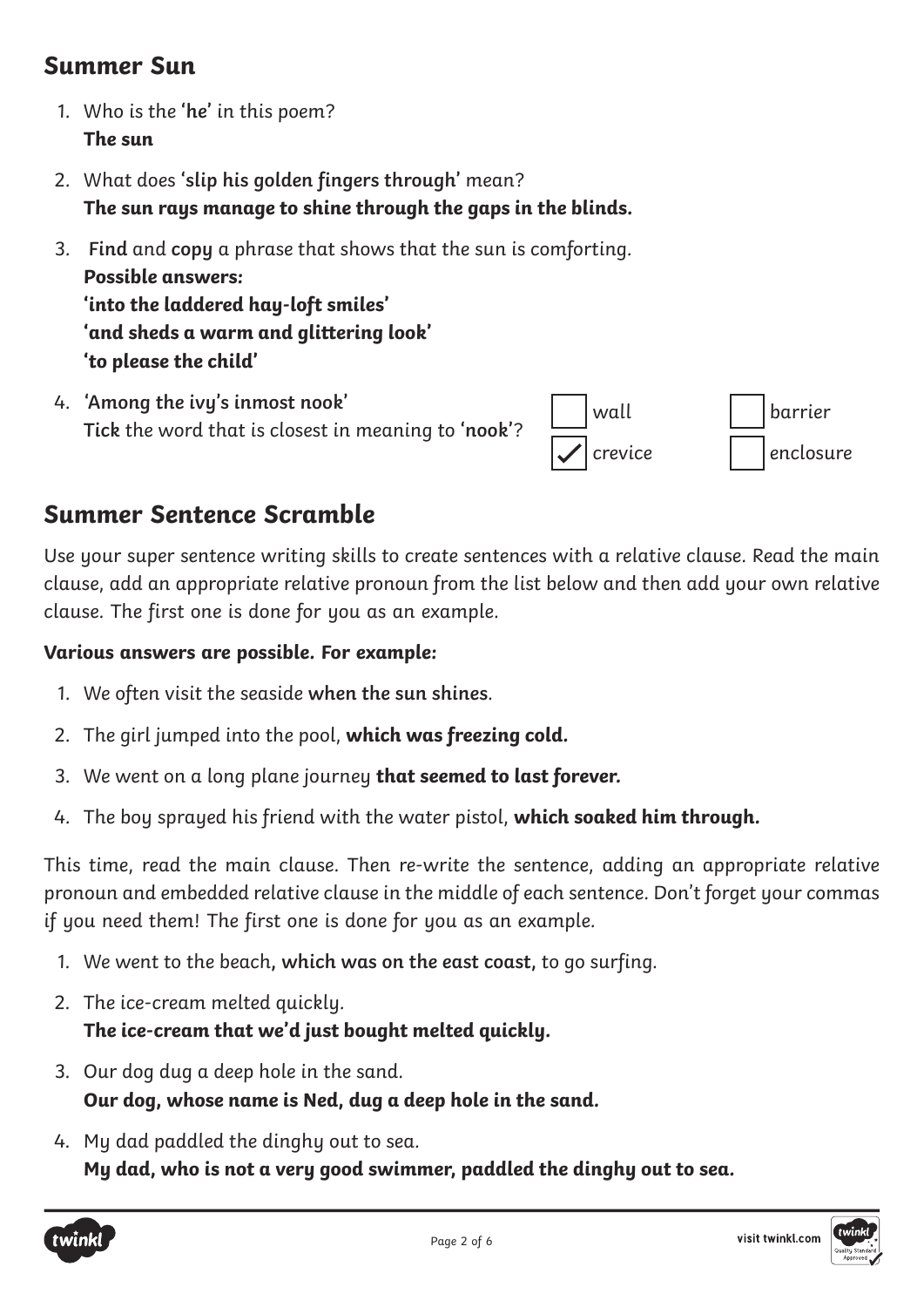## Summer Sun

1. Who is the '**he**' in this poem?
   **The sun**
2. What does '**slip his golden fingers through**' mean?
   **The sun rays manage to shine through the gaps in the blinds.**
3. **Find** and **copy** a phrase that shows that the sun is comforting.
   ***Possible answers:***
   **'into the laddered hay-loft smiles'**
   **'and sheds a warm and glittering look'**
   **'to please the child'**
4. '**Among the ivy's inmost nook**'
   **Tick** the word that is closest in meaning to '**nook**'?

   - [ ] wall
   - [ ] barrier
   - [x] crevice
   - [ ] enclosure

## Summer Sentence Scramble

*Use your super sentence writing skills to create sentences with a relative clause. Read the main clause, add an appropriate relative pronoun from the list below and then add your own relative clause. The first one is done for you as an example.*

***Various answers are possible. For example:***

1. We often visit the seaside **when the sun shines**.
2. The girl jumped into the pool, **which was freezing cold.**
3. We went on a long plane journey **that seemed to last forever.**
4. The boy sprayed his friend with the water pistol, **which soaked him through.**

This time, read the main clause. Then re-write the sentence, adding an appropriate relative pronoun and embedded relative clause in the middle of each sentence. Don't forget your commas if you need them! The first one is done for you as an example.

1. We went to the beach**, which was on the east coast,** to go surfing.
2. The ice-cream melted quickly.
   **The ice-cream that we'd just bought melted quickly.**
3. Our dog dug a deep hole in the sand.
   **Our dog, whose name is Ned, dug a deep hole in the sand.**
4. My dad paddled the dinghy out to sea.
   **My dad, who is not a very good swimmer, paddled the dinghy out to sea.**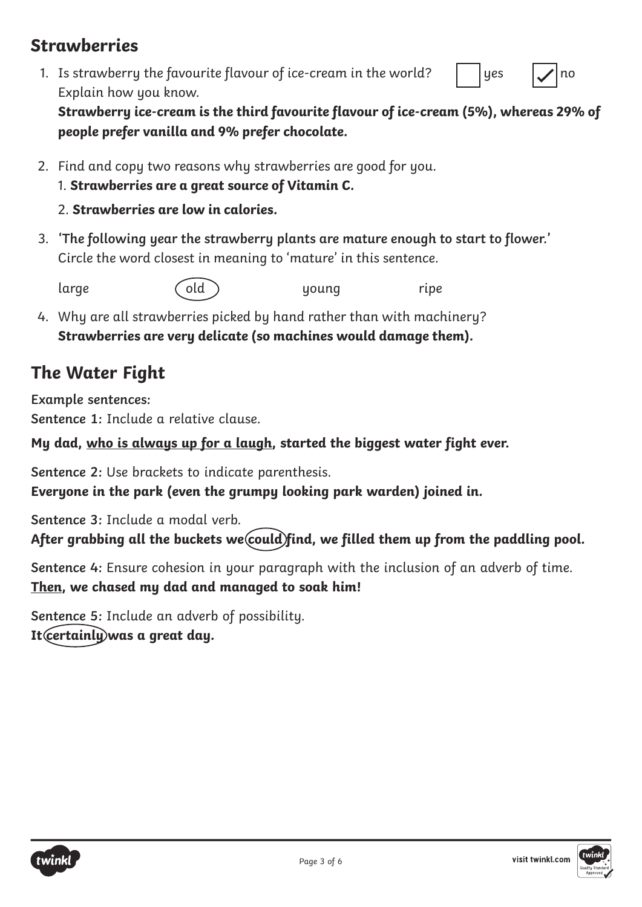## Strawberries

1. Is strawberry the favourite flavour of ice-cream in the world? ☐ yes ☑ no
   Explain how you know.
   ***Strawberry ice-cream is the third favourite flavour of ice-cream (5%), whereas 29% of people prefer vanilla and 9% prefer chocolate.***

2. Find and copy two reasons why strawberries are good for you.
   1. **Strawberries are a great source of Vitamin C.**
   2. **Strawberries are low in calories.**

3. **'The following year the strawberry plants are mature enough to start to flower.'**
   Circle the word closest in meaning to 'mature' in this sentence.

   large (old) young ripe

4. Why are all strawberries picked by hand rather than with machinery?
   **Strawberries are very delicate (so machines would damage them).**

## The Water Fight

Example sentences:

**Sentence 1:** Include a relative clause.

**My dad, <u>who is always up for a laugh</u>, started the biggest water fight ever.**

**Sentence 2:** Use brackets to indicate parenthesis.
**Everyone in the park (even the grumpy looking park warden) joined in.**

**Sentence 3:** Include a modal verb.
**After grabbing all the buckets we (could) find, we filled them up from the paddling pool.**

**Sentence 4:** Ensure cohesion in your paragraph with the inclusion of an adverb of time.
**<u>Then</u>, we chased my dad and managed to soak him!**

**Sentence 5:** Include an adverb of possibility.
**It (certainly) was a great day.**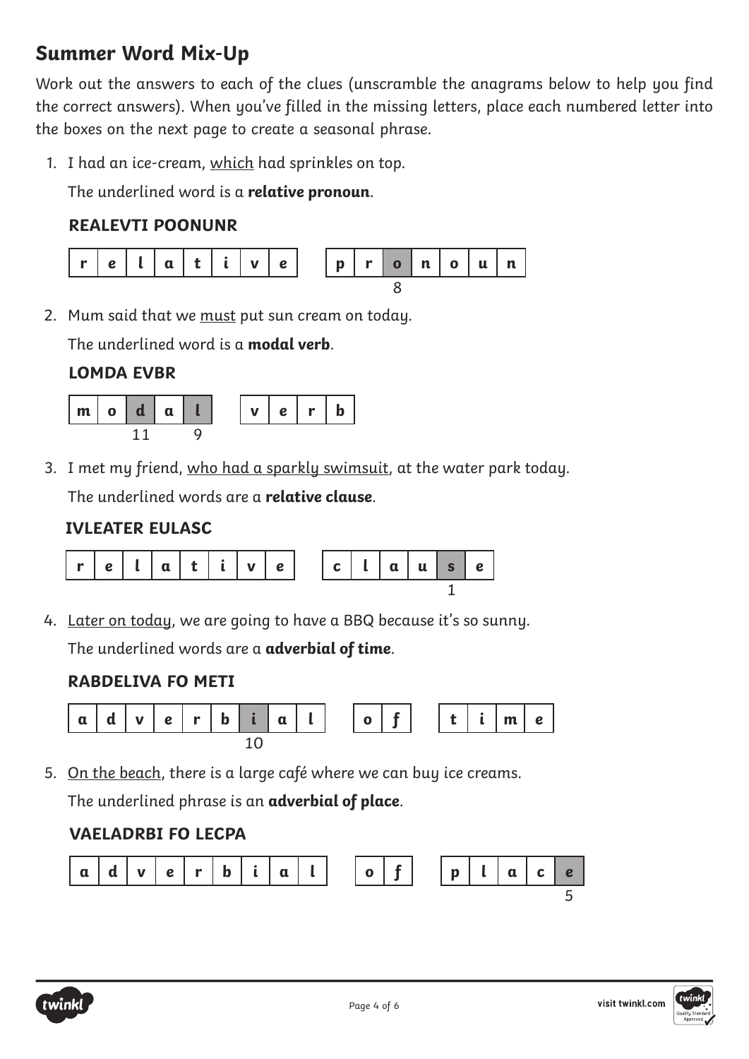## Summer Word Mix-Up

Work out the answers to each of the clues (unscramble the anagrams below to help you find the correct answers). When you've filled in the missing letters, place each numbered letter into the boxes on the next page to create a seasonal phrase.

1. I had an ice-cream, which had sprinkles on top.

   The underlined word is a **relative pronoun**.

   **REALEVTI POONUNR**

   | r | e | l | a | t | i | v | e |
   |---|---|---|---|---|---|---|---|

   | p | r | o | n | o | u | n |
   |---|---|---|---|---|---|---|
   | | | 8 | | | | |

2. Mum said that we must put sun cream on today.

   The underlined word is a **modal verb**.

   **LOMDA EVBR**

   | m | o | d | a | l |
   |---|---|---|---|---|
   | | | 11 | | 9 |

   | v | e | r | b |
   |---|---|---|---|

3. I met my friend, who had a sparkly swimsuit, at the water park today.

   The underlined words are a **relative clause**.

   **IVLEATER EULASC**

   | r | e | l | a | t | i | v | e |
   |---|---|---|---|---|---|---|---|

   | c | l | a | u | s | e |
   |---|---|---|---|---|---|
   | | | | | 1 | |

4. Later on today, we are going to have a BBQ because it's so sunny.

   The underlined words are a **adverbial of time**.

   **RABDELIVA FO METI**

   | a | d | v | e | r | b | i | a | l |
   |---|---|---|---|---|---|---|---|---|
   | | | | | | | 10 | | |

   | o | f |
   |---|---|

   | t | i | m | e |
   |---|---|---|---|

5. On the beach, there is a large café where we can buy ice creams.

   The underlined phrase is an **adverbial of place**.

   **VAELADRBI FO LECPA**

   | a | d | v | e | r | b | i | a | l |
   |---|---|---|---|---|---|---|---|---|

   | o | f |
   |---|---|

   | p | l | a | c | e |
   |---|---|---|---|---|
   | | | | | 5 |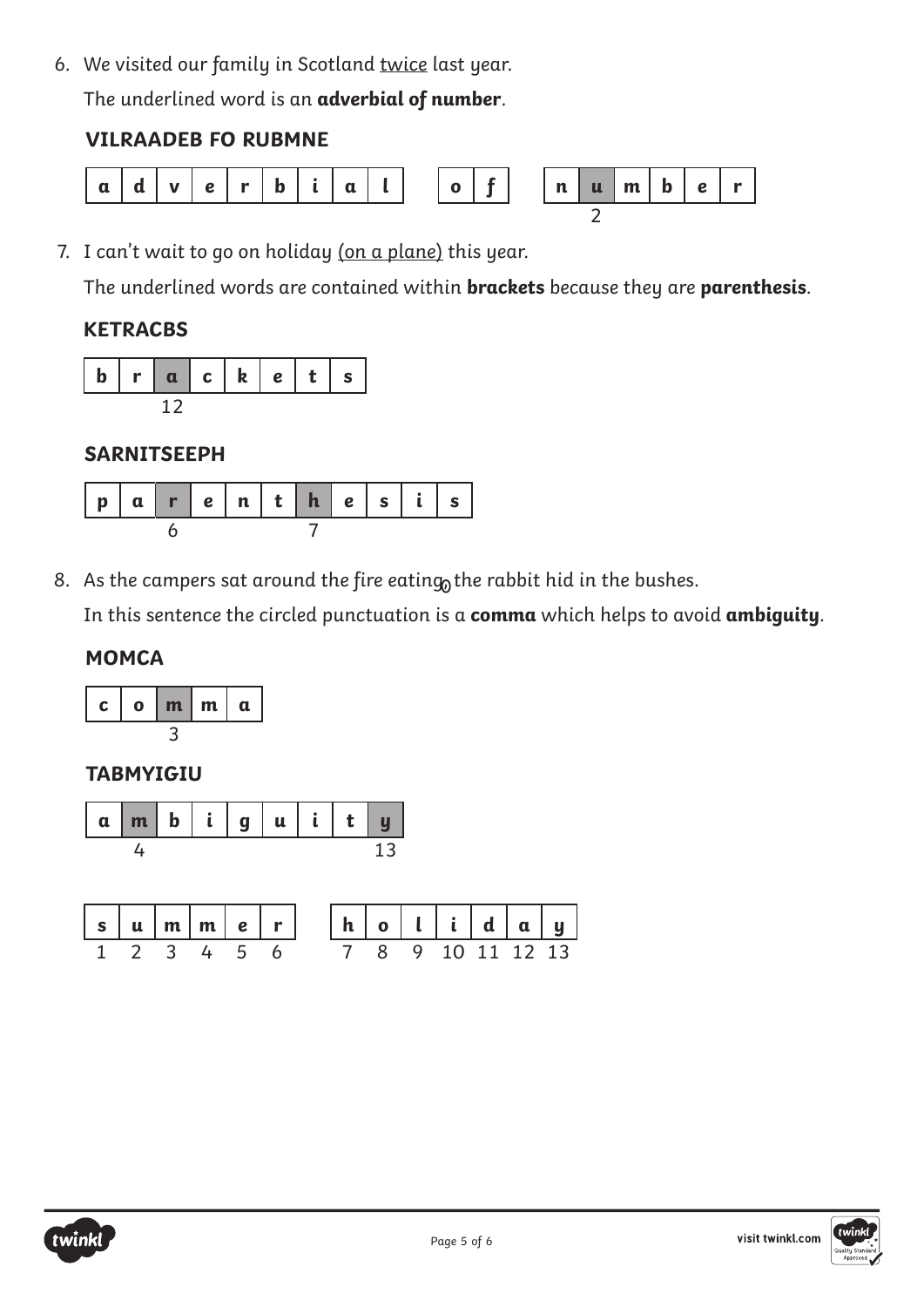6. We visited our family in Scotland <u>twice</u> last year.

   The underlined word is an **adverbial of number**.

   **VILRAADEB FO RUBMNE**

   | a | d | v | e | r | b | i | a | l |
   |---|---|---|---|---|---|---|---|---|

   | o | f |
   |---|---|

   | n | u | m | b | e | r |
   |---|---|---|---|---|---|
   |  | 2 |  |  |  |  |

7. I can't wait to go on holiday <u>(on a plane)</u> this year.

   The underlined words are contained within **brackets** because they are **parenthesis**.

   **KETRACBS**

   | b | r | a | c | k | e | t | s |
   |---|---|---|---|---|---|---|---|
   |  |  | 12 |  |  |  |  |  |

   **SARNITSEEPH**

   | p | a | r | e | n | t | h | e | s | i | s |
   |---|---|---|---|---|---|---|---|---|---|---|
   |  |  | 6 |  |  |  | 7 |  |  |  |  |

8. As the campers sat around the fire eating, the rabbit hid in the bushes.

   In this sentence the circled punctuation is a **comma** which helps to avoid **ambiguity**.

   **MOMCA**

   | c | o | m | m | a |
   |---|---|---|---|---|
   |  |  | 3 |  |  |

   **TABMYIGIU**

   | a | m | b | i | g | u | i | t | y |
   |---|---|---|---|---|---|---|---|---|
   |  | 4 |  |  |  |  |  |  | 13 |

| s | u | m | m | e | r |
|---|---|---|---|---|---|
| 1 | 2 | 3 | 4 | 5 | 6 |

| h | o | l | i | d | a | y |
|---|---|---|---|---|---|---|
| 7 | 8 | 9 | 10 | 11 | 12 | 13 |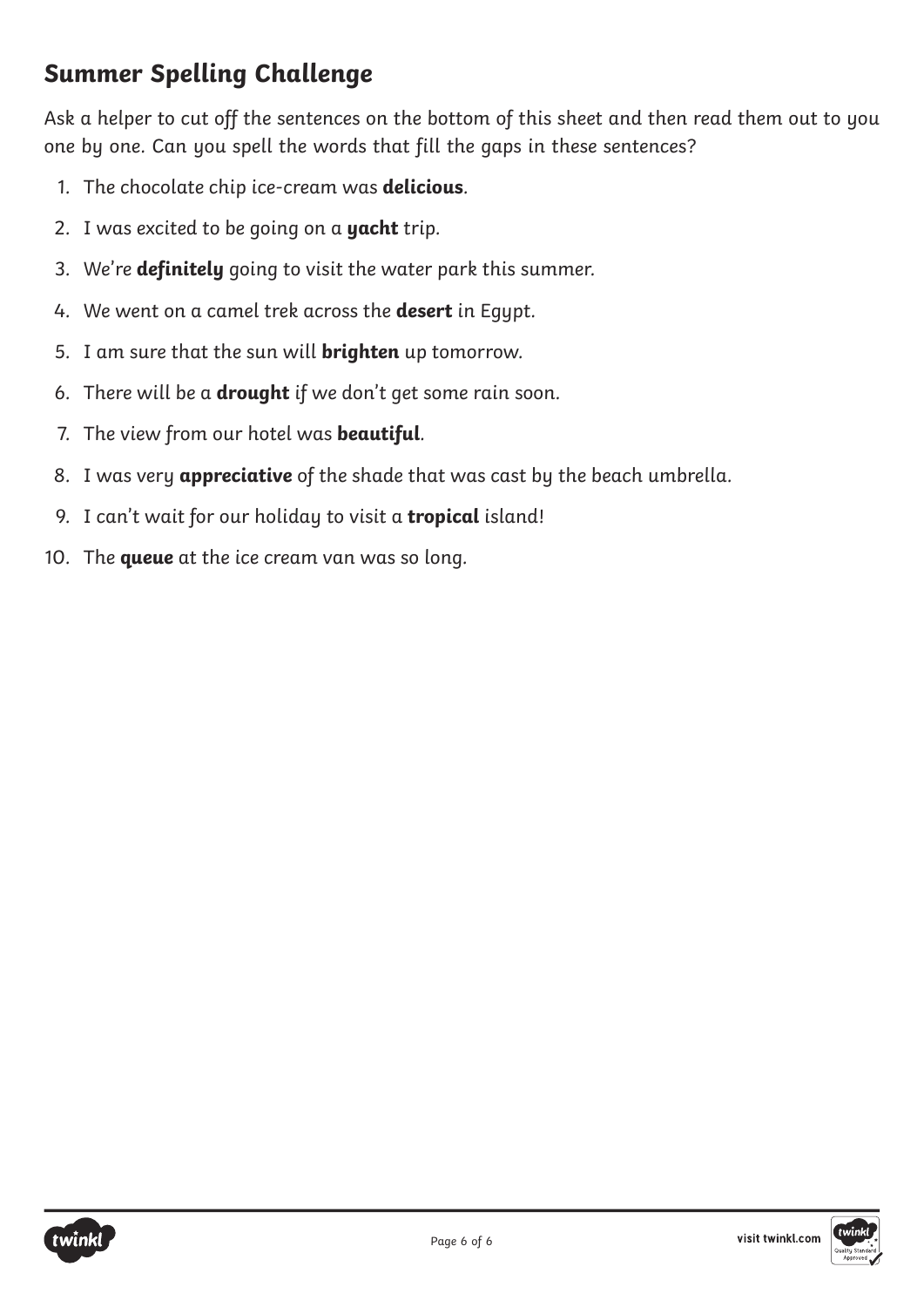## Summer Spelling Challenge

Ask a helper to cut off the sentences on the bottom of this sheet and then read them out to you one by one. Can you spell the words that fill the gaps in these sentences?

1. The chocolate chip ice-cream was **delicious**.
2. I was excited to be going on a **yacht** trip.
3. We're **definitely** going to visit the water park this summer.
4. We went on a camel trek across the **desert** in Egypt.
5. I am sure that the sun will **brighten** up tomorrow.
6. There will be a **drought** if we don't get some rain soon.
7. The view from our hotel was **beautiful**.
8. I was very **appreciative** of the shade that was cast by the beach umbrella.
9. I can't wait for our holiday to visit a **tropical** island!
10. The **queue** at the ice cream van was so long.